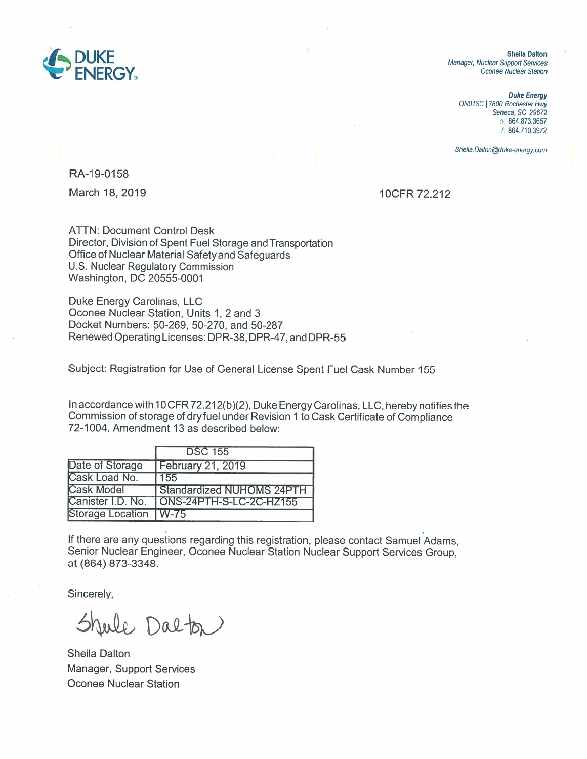DUKE ENERGY

**Sheila Dalton**
*Manager, Nuclear Support Services*
*Oconee Nuclear Station*

***Duke Energy***
*ON01SC | 7800 Rochester Hwy*
*Seneca, SC 29672*
*o: 864.873.3657*
*f: 864.710.3972*

*Sheila.Dalton@duke-energy.com*

RA-19-0158

March 18, 2019

10CFR 72.212

ATTN: Document Control Desk
Director, Division of Spent Fuel Storage and Transportation
Office of Nuclear Material Safety and Safeguards
U.S. Nuclear Regulatory Commission
Washington, DC 20555-0001

Duke Energy Carolinas, LLC
Oconee Nuclear Station, Units 1, 2 and 3
Docket Numbers: 50-269, 50-270, and 50-287
Renewed Operating Licenses: DPR-38, DPR-47, and DPR-55

Subject: Registration for Use of General License Spent Fuel Cask Number 155

In accordance with 10 CFR 72.212(b)(2), Duke Energy Carolinas, LLC, hereby notifies the Commission of storage of dry fuel under Revision 1 to Cask Certificate of Compliance 72-1004, Amendment 13 as described below:

| | DSC 155 |
|---|---|
| Date of Storage | February 21, 2019 |
| Cask Load No. | 155 |
| Cask Model | Standardized NUHOMS 24PTH |
| Canister I.D. No. | ONS-24PTH-S-LC-2C-HZ155 |
| Storage Location | W-75 |

If there are any questions regarding this registration, please contact Samuel Adams, Senior Nuclear Engineer, Oconee Nuclear Station Nuclear Support Services Group, at (864) 873-3348.

Sincerely,

Sheila Dalton

Sheila Dalton
Manager, Support Services
Oconee Nuclear Station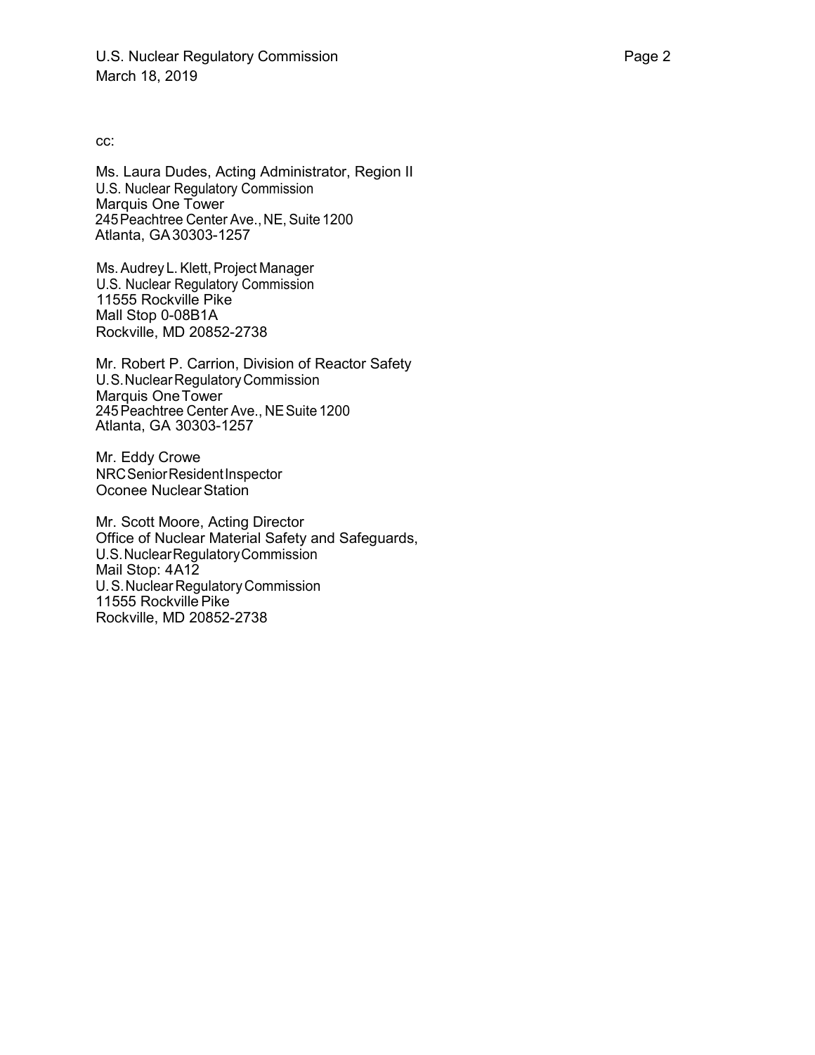cc:

Ms. Laura Dudes, Acting Administrator, Region II
U.S. Nuclear Regulatory Commission
Marquis One Tower
245 Peachtree Center Ave., NE, Suite 1200
Atlanta, GA 30303-1257

Ms. Audrey L. Klett, Project Manager
U.S. Nuclear Regulatory Commission
11555 Rockville Pike
Mall Stop 0-08B1A
Rockville, MD 20852-2738

Mr. Robert P. Carrion, Division of Reactor Safety
U.S. Nuclear Regulatory Commission
Marquis One Tower
245 Peachtree Center Ave., NE Suite 1200
Atlanta, GA 30303-1257

Mr. Eddy Crowe
NRC Senior Resident Inspector
Oconee Nuclear Station

Mr. Scott Moore, Acting Director
Office of Nuclear Material Safety and Safeguards,
U.S. Nuclear Regulatory Commission
Mail Stop: 4A12
U. S. Nuclear Regulatory Commission
11555 Rockville Pike
Rockville, MD 20852-2738